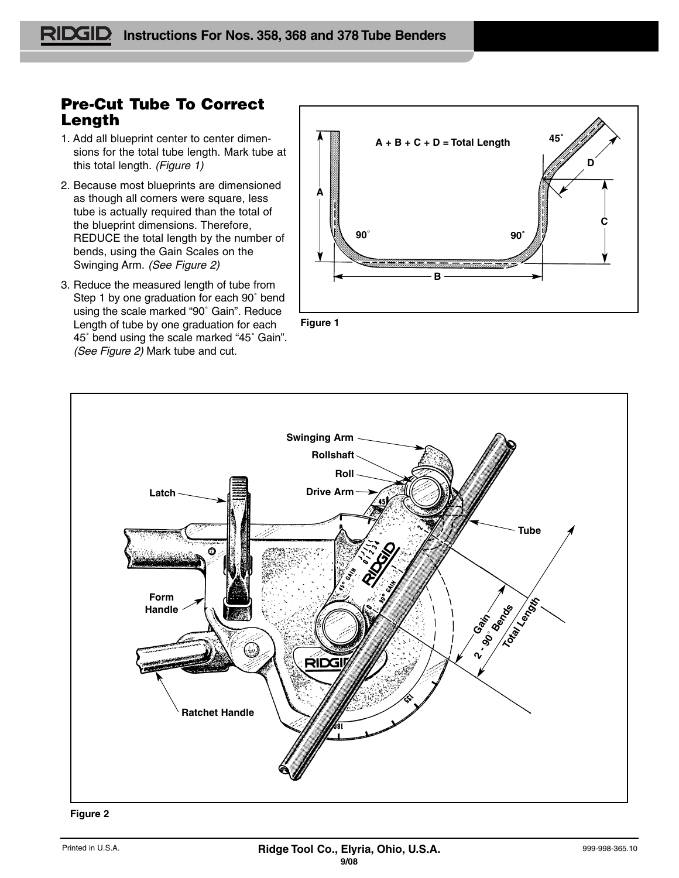## Pre-Cut Tube To Correct Length

1. Add all blueprint center to center dimensions for the total tube length. Mark tube at this total length. *(Figure 1)*
2. Because most blueprints are dimensioned as though all corners were square, less tube is actually required than the total of the blueprint dimensions. Therefore, REDUCE the total length by the number of bends, using the Gain Scales on the Swinging Arm. *(See Figure 2)*
3. Reduce the measured length of tube from Step 1 by one graduation for each 90˚ bend using the scale marked "90˚ Gain". Reduce Length of tube by one graduation for each 45˚ bend using the scale marked "45˚ Gain". *(See Figure 2)* Mark tube and cut.

A + B + C + D = Total Length

Figure 1

Figure 2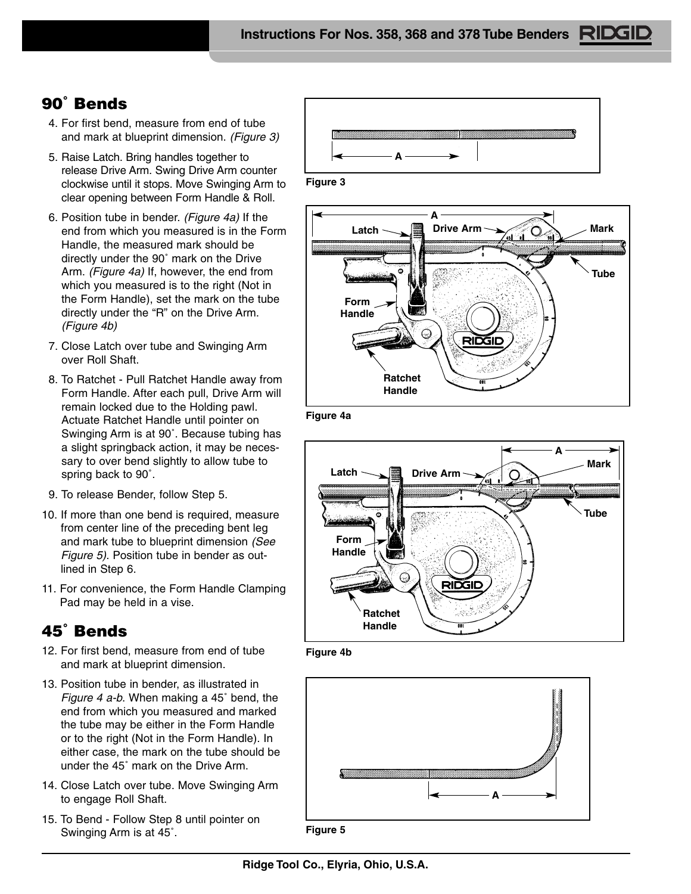## 90˚ Bends

4. For first bend, measure from end of tube and mark at blueprint dimension. *(Figure 3)*
5. Raise Latch. Bring handles together to release Drive Arm. Swing Drive Arm counter clockwise until it stops. Move Swinging Arm to clear opening between Form Handle & Roll.
6. Position tube in bender. *(Figure 4a)* If the end from which you measured is in the Form Handle, the measured mark should be directly under the 90˚ mark on the Drive Arm. *(Figure 4a)* If, however, the end from which you measured is to the right (Not in the Form Handle), set the mark on the tube directly under the "R" on the Drive Arm. *(Figure 4b)*
7. Close Latch over tube and Swinging Arm over Roll Shaft.
8. To Ratchet - Pull Ratchet Handle away from Form Handle. After each pull, Drive Arm will remain locked due to the Holding pawl. Actuate Ratchet Handle until pointer on Swinging Arm is at 90˚. Because tubing has a slight springback action, it may be necessary to over bend slightly to allow tube to spring back to 90˚.
9. To release Bender, follow Step 5.
10. If more than one bend is required, measure from center line of the preceding bent leg and mark tube to blueprint dimension *(See Figure 5)*. Position tube in bender as outlined in Step 6.
11. For convenience, the Form Handle Clamping Pad may be held in a vise.

## 45˚ Bends

12. For first bend, measure from end of tube and mark at blueprint dimension.
13. Position tube in bender, as illustrated in *Figure 4 a-b*. When making a 45˚ bend, the end from which you measured and marked the tube may be either in the Form Handle or to the right (Not in the Form Handle). In either case, the mark on the tube should be under the 45˚ mark on the Drive Arm.
14. Close Latch over tube. Move Swinging Arm to engage Roll Shaft.
15. To Bend - Follow Step 8 until pointer on Swinging Arm is at 45˚.

A

Figure 3

A
Latch
Drive Arm
Mark
Tube
Form Handle
Ratchet Handle

Figure 4a

A
Mark
Latch
Drive Arm
Tube
Form Handle
Ratchet Handle

Figure 4b

A

Figure 5